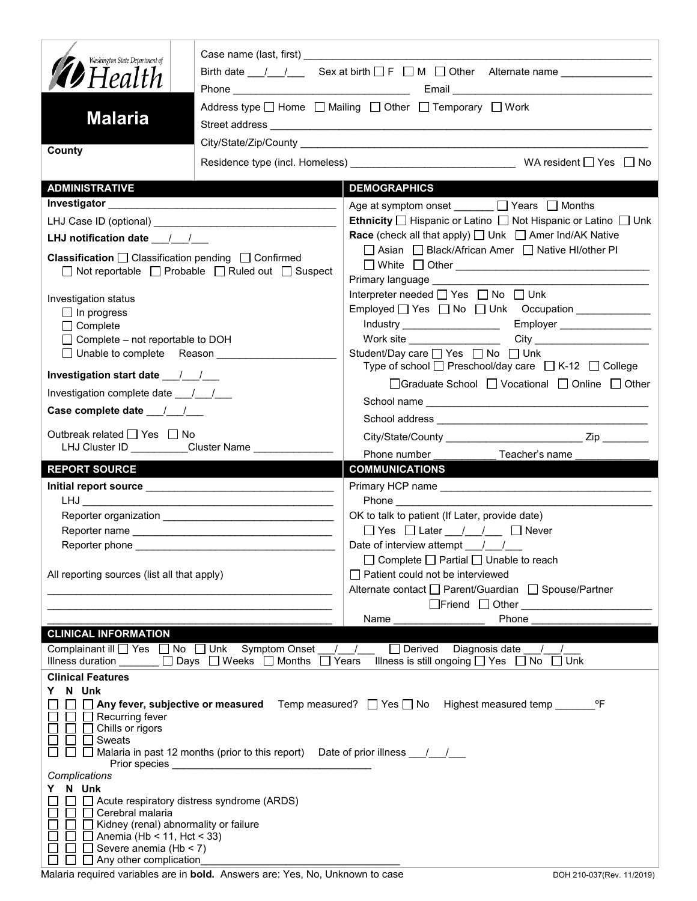Washington State Department of Health

# Malaria

**County**

Case name (last, first) \_\_\_\_\_\_\_\_\_\_\_\_\_\_\_\_\_\_\_\_\_\_\_\_\_\_\_\_\_\_\_\_\_\_\_\_\_\_\_\_

Birth date \_\_\_/\_\_\_/\_\_\_ Sex at birth ☐ F ☐ M ☐ Other Alternate name \_\_\_\_\_\_\_\_\_\_\_\_\_\_\_\_

Phone \_\_\_\_\_\_\_\_\_\_\_\_\_\_\_\_\_\_\_\_\_\_\_\_\_\_\_\_ Email \_\_\_\_\_\_\_\_\_\_\_\_\_\_\_\_\_\_\_\_\_\_\_\_\_\_\_\_\_\_\_\_

Address type ☐ Home ☐ Mailing ☐ Other ☐ Temporary ☐ Work

Street address \_\_\_\_\_\_\_\_\_\_\_\_\_\_\_\_\_\_\_\_\_\_\_\_\_\_\_\_\_\_\_\_\_\_\_\_\_\_\_\_\_\_\_\_\_\_\_\_\_\_\_\_

City/State/Zip/County \_\_\_\_\_\_\_\_\_\_\_\_\_\_\_\_\_\_\_\_\_\_\_\_\_\_\_\_\_\_\_\_\_\_\_\_\_\_\_\_\_\_\_\_\_\_\_\_

Residence type (incl. Homeless) \_\_\_\_\_\_\_\_\_\_\_\_\_\_\_\_\_\_\_\_\_\_\_\_\_\_\_\_ WA resident ☐ Yes ☐ No

## ADMINISTRATIVE

**Investigator** \_\_\_\_\_\_\_\_\_\_\_\_\_\_\_\_\_\_\_\_\_\_\_\_\_\_\_\_\_\_\_\_\_\_\_\_\_\_\_\_

LHJ Case ID (optional) \_\_\_\_\_\_\_\_\_\_\_\_\_\_\_\_\_\_\_\_\_\_\_\_\_\_\_\_\_\_\_\_

**LHJ notification date** \_\_\_/\_\_\_/\_\_\_

**Classification** ☐ Classification pending ☐ Confirmed ☐ Not reportable ☐ Probable ☐ Ruled out ☐ Suspect

Investigation status
- ☐ In progress
- ☐ Complete
- ☐ Complete – not reportable to DOH
- ☐ Unable to complete Reason \_\_\_\_\_\_\_\_\_\_\_\_\_\_\_\_\_\_\_\_

**Investigation start date** \_\_\_/\_\_\_/\_\_\_

Investigation complete date \_\_\_/\_\_\_/\_\_\_

**Case complete date** \_\_\_/\_\_\_/\_\_\_

Outbreak related ☐ Yes ☐ No
LHJ Cluster ID \_\_\_\_\_\_\_\_\_\_ Cluster Name \_\_\_\_\_\_\_\_\_\_\_\_\_\_

## DEMOGRAPHICS

Age at symptom onset \_\_\_\_\_\_\_ ☐ Years ☐ Months

**Ethnicity** ☐ Hispanic or Latino ☐ Not Hispanic or Latino ☐ Unk

**Race** (check all that apply) ☐ Unk ☐ Amer Ind/AK Native ☐ Asian ☐ Black/African Amer ☐ Native HI/other PI ☐ White ☐ Other \_\_\_\_\_\_\_\_\_\_\_\_\_\_\_\_\_\_\_\_\_\_\_\_\_\_\_\_\_\_\_\_

Primary language \_\_\_\_\_\_\_\_\_\_\_\_\_\_\_\_\_\_\_\_\_\_\_\_\_\_\_\_\_\_\_\_\_\_\_\_

Interpreter needed ☐ Yes ☐ No ☐ Unk

Employed ☐ Yes ☐ No ☐ Unk Occupation \_\_\_\_\_\_\_\_\_\_\_\_\_

Industry \_\_\_\_\_\_\_\_\_\_\_\_\_\_\_\_\_ Employer \_\_\_\_\_\_\_\_\_\_\_\_\_\_\_\_

Work site \_\_\_\_\_\_\_\_\_\_\_\_\_\_\_\_ City \_\_\_\_\_\_\_\_\_\_\_\_\_\_\_\_\_\_\_\_

Student/Day care ☐ Yes ☐ No ☐ Unk
Type of school ☐ Preschool/day care ☐ K-12 ☐ College ☐ Graduate School ☐ Vocational ☐ Online ☐ Other

School name \_\_\_\_\_\_\_\_\_\_\_\_\_\_\_\_\_\_\_\_\_\_\_\_\_\_\_\_\_\_\_\_\_\_\_\_\_\_

School address \_\_\_\_\_\_\_\_\_\_\_\_\_\_\_\_\_\_\_\_\_\_\_\_\_\_\_\_\_\_\_\_\_\_\_\_

City/State/County \_\_\_\_\_\_\_\_\_\_\_\_\_\_\_\_\_\_\_\_\_\_\_ Zip \_\_\_\_\_\_\_\_

Phone number \_\_\_\_\_\_\_\_\_\_\_ Teacher's name \_\_\_\_\_\_\_\_\_\_\_\_\_

## REPORT SOURCE

**Initial report source** \_\_\_\_\_\_\_\_\_\_\_\_\_\_\_\_\_\_\_\_\_\_\_\_\_\_\_\_\_\_\_\_

LHJ \_\_\_\_\_\_\_\_\_\_\_\_\_\_\_\_\_\_\_\_\_\_\_\_\_\_\_\_\_\_\_\_\_\_\_\_\_\_\_\_\_\_\_\_

Reporter organization \_\_\_\_\_\_\_\_\_\_\_\_\_\_\_\_\_\_\_\_\_\_\_\_\_\_\_\_\_\_

Reporter name \_\_\_\_\_\_\_\_\_\_\_\_\_\_\_\_\_\_\_\_\_\_\_\_\_\_\_\_\_\_\_\_\_\_\_\_

Reporter phone \_\_\_\_\_\_\_\_\_\_\_\_\_\_\_\_\_\_\_\_\_\_\_\_\_\_\_\_\_\_\_\_\_\_\_

All reporting sources (list all that apply)

\_\_\_\_\_\_\_\_\_\_\_\_\_\_\_\_\_\_\_\_\_\_\_\_\_\_\_\_\_\_\_\_\_\_\_\_\_\_\_\_\_\_\_\_\_\_\_\_

\_\_\_\_\_\_\_\_\_\_\_\_\_\_\_\_\_\_\_\_\_\_\_\_\_\_\_\_\_\_\_\_\_\_\_\_\_\_\_\_\_\_\_\_\_\_\_\_

\_\_\_\_\_\_\_\_\_\_\_\_\_\_\_\_\_\_\_\_\_\_\_\_\_\_\_\_\_\_\_\_\_\_\_\_\_\_\_\_\_\_\_\_\_\_\_\_

## COMMUNICATIONS

Primary HCP name \_\_\_\_\_\_\_\_\_\_\_\_\_\_\_\_\_\_\_\_\_\_\_\_\_\_\_\_\_\_\_\_\_\_\_\_

Phone \_\_\_\_\_\_\_\_\_\_\_\_\_\_\_\_\_\_\_\_\_\_\_\_\_\_\_\_\_\_\_\_\_\_\_\_\_\_\_\_\_\_\_\_

OK to talk to patient (If Later, provide date)
☐ Yes ☐ Later \_\_\_/\_\_\_/\_\_\_ ☐ Never

Date of interview attempt \_\_\_/\_\_\_/\_\_\_
☐ Complete ☐ Partial ☐ Unable to reach

☐ Patient could not be interviewed

Alternate contact ☐ Parent/Guardian ☐ Spouse/Partner ☐ Friend ☐ Other \_\_\_\_\_\_\_\_\_\_\_\_\_\_\_\_\_\_\_\_\_\_

Name \_\_\_\_\_\_\_\_\_\_\_\_\_\_\_\_ Phone \_\_\_\_\_\_\_\_\_\_\_\_\_\_\_\_\_\_\_\_

## CLINICAL INFORMATION

Complainant ill ☐ Yes ☐ No ☐ Unk Symptom Onset \_\_\_/\_\_\_/\_\_\_ ☐ Derived Diagnosis date \_\_\_/\_\_\_/\_\_\_

Illness duration \_\_\_\_\_\_\_ ☐ Days ☐ Weeks ☐ Months ☐ Years Illness is still ongoing ☐ Yes ☐ No ☐ Unk

**Clinical Features**

Y N Unk
- ☐ ☐ ☐ **Any fever, subjective or measured** Temp measured? ☐ Yes ☐ No Highest measured temp \_\_\_\_\_\_\_ºF
- ☐ ☐ ☐ Recurring fever
- ☐ ☐ ☐ Chills or rigors
- ☐ ☐ ☐ Sweats
- ☐ ☐ ☐ Malaria in past 12 months (prior to this report) Date of prior illness \_\_\_/\_\_\_/\_\_\_
  Prior species \_\_\_\_\_\_\_\_\_\_\_\_\_\_\_\_\_\_\_\_\_\_\_\_\_\_\_\_\_\_\_\_\_\_

*Complications*

Y N Unk
- ☐ ☐ ☐ Acute respiratory distress syndrome (ARDS)
- ☐ ☐ ☐ Cerebral malaria
- ☐ ☐ ☐ Kidney (renal) abnormality or failure
- ☐ ☐ ☐ Anemia (Hb < 11, Hct < 33)
- ☐ ☐ ☐ Severe anemia (Hb < 7)
- ☐ ☐ ☐ Any other complication\_\_\_\_\_\_\_\_\_\_\_\_\_\_\_\_\_\_\_\_\_\_\_\_\_\_\_\_\_\_\_\_\_\_

Malaria required variables are in **bold**. Answers are: Yes, No, Unknown to case

DOH 210-037(Rev. 11/2019)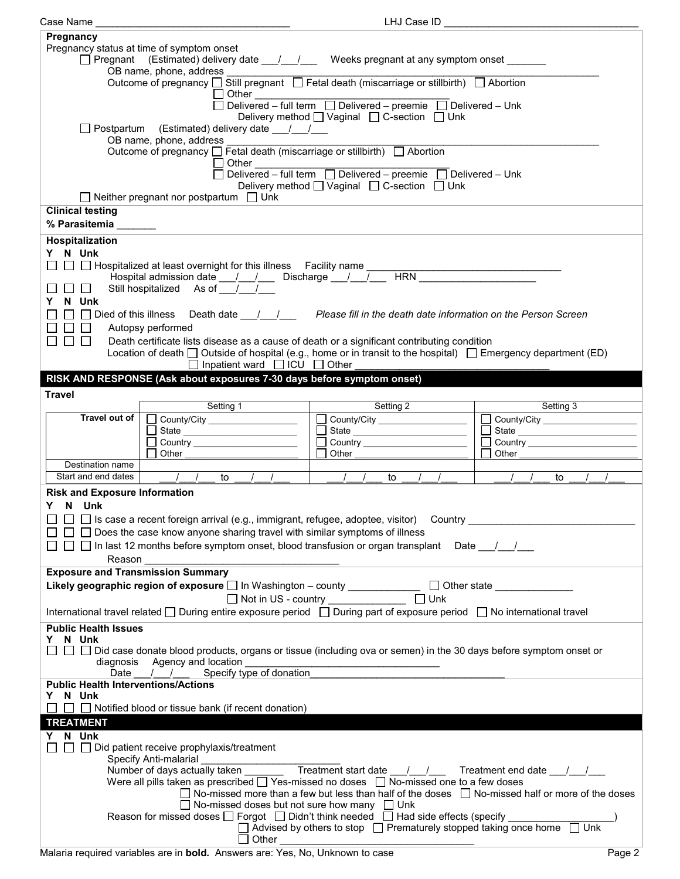Case Name ___________________________________ LHJ Case ID ___________________________________

**Pregnancy**

Pregnancy status at time of symptom onset

☐ Pregnant (Estimated) delivery date ___/___/___ Weeks pregnant at any symptom onset _______

OB name, phone, address ___________________________________________________________________

Outcome of pregnancy ☐ Still pregnant ☐ Fetal death (miscarriage or stillbirth) ☐ Abortion

☐ Other ___________________________________

☐ Delivered – full term ☐ Delivered – preemie ☐ Delivered – Unk

Delivery method ☐ Vaginal ☐ C-section ☐ Unk

☐ Postpartum (Estimated) delivery date ___/___/___

OB name, phone, address ___________________________________________________________________

Outcome of pregnancy ☐ Fetal death (miscarriage or stillbirth) ☐ Abortion

☐ Other ___________________________________

☐ Delivered – full term ☐ Delivered – preemie ☐ Delivered – Unk

Delivery method ☐ Vaginal ☐ C-section ☐ Unk

☐ Neither pregnant nor postpartum ☐ Unk

**Clinical testing**

**% Parasitemia** _______

**Hospitalization**

**Y N Unk**

☐ ☐ ☐ Hospitalized at least overnight for this illness Facility name ___________________________________

Hospital admission date ___/___/___ Discharge ___/___/___ HRN ____________________

☐ ☐ ☐ Still hospitalized As of ___/___/___

**Y N Unk**

☐ ☐ ☐ Died of this illness Death date ___/___/___ *Please fill in the death date information on the Person Screen*

☐ ☐ ☐ Autopsy performed

☐ ☐ ☐ Death certificate lists disease as a cause of death or a significant contributing condition

Location of death ☐ Outside of hospital (e.g., home or in transit to the hospital) ☐ Emergency department (ED)

☐ Inpatient ward ☐ ICU ☐ Other ___________________________________

## RISK AND RESPONSE (Ask about exposures 7-30 days before symptom onset)

**Travel**

| | Setting 1 | Setting 2 | Setting 3 |
|---|---|---|---|
| **Travel out of** | ☐ County/City __________<br>☐ State __________<br>☐ Country __________<br>☐ Other __________ | ☐ County/City __________<br>☐ State __________<br>☐ Country __________<br>☐ Other __________ | ☐ County/City __________<br>☐ State __________<br>☐ Country __________<br>☐ Other __________ |
| Destination name | | | |
| Start and end dates | ___/___/___ to ___/___/___ | ___/___/___ to ___/___/___ | ___/___/___ to ___/___/___ |

**Risk and Exposure Information**

**Y N Unk**

☐ ☐ ☐ Is case a recent foreign arrival (e.g., immigrant, refugee, adoptee, visitor) Country ______________________________

☐ ☐ ☐ Does the case know anyone sharing travel with similar symptoms of illness

☐ ☐ ☐ In last 12 months before symptom onset, blood transfusion or organ transplant Date ___/___/___

Reason ___________________________________

**Exposure and Transmission Summary**

**Likely geographic region of exposure** ☐ In Washington – county _____________ ☐ Other state ______________

☐ Not in US - country ______________ ☐ Unk

International travel related ☐ During entire exposure period ☐ During part of exposure period ☐ No international travel

**Public Health Issues**

**Y N Unk**

☐ ☐ ☐ Did case donate blood products, organs or tissue (including ova or semen) in the 30 days before symptom onset or diagnosis Agency and location ___________________________________

Date ___/___/___ Specify type of donation___________________________________

**Public Health Interventions/Actions**

**Y N Unk**

☐ ☐ ☐ Notified blood or tissue bank (if recent donation)

## TREATMENT

**Y N Unk**

☐ ☐ ☐ Did patient receive prophylaxis/treatment

Specify Anti-malarial _________________________

Number of days actually taken _______ Treatment start date ___/___/___ Treatment end date ___/___/___

Were all pills taken as prescribed ☐ Yes-missed no doses ☐ No-missed one to a few doses

☐ No-missed more than a few but less than half of the doses ☐ No-missed half or more of the doses

☐ No-missed doses but not sure how many ☐ Unk

Reason for missed doses ☐ Forgot ☐ Didn't think needed ☐ Had side effects (specify ___________________)

☐ Advised by others to stop ☐ Prematurely stopped taking once home ☐ Unk

☐ Other ___________________________________

Malaria required variables are in **bold**. Answers are: Yes, No, Unknown to case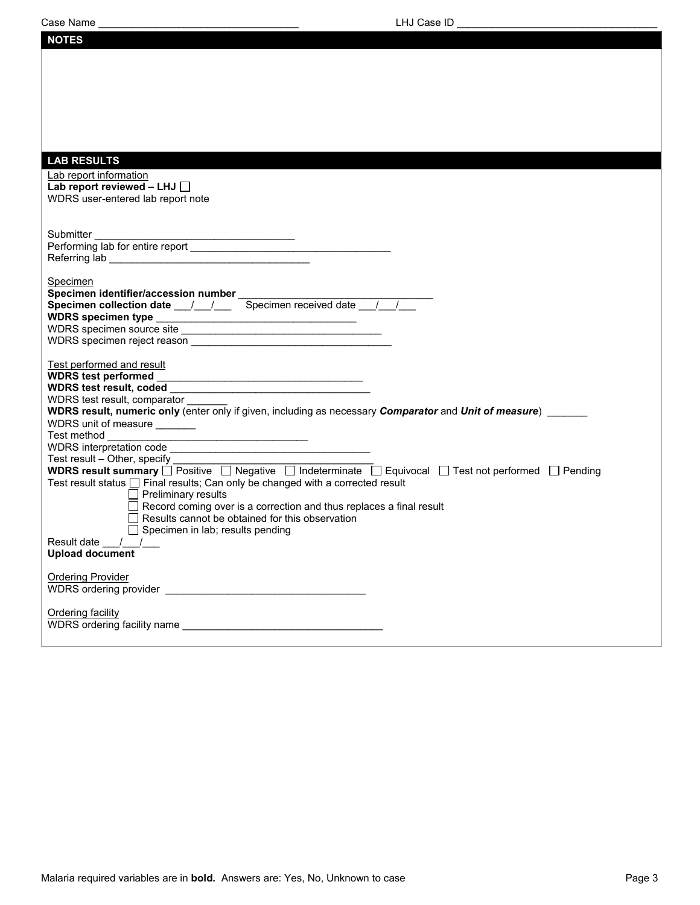Case Name ___________________________________ LHJ Case ID ___________________________________

## NOTES

## LAB RESULTS

Lab report information

**Lab report reviewed – LHJ** ☐

WDRS user-entered lab report note

Submitter ___________________________________

Performing lab for entire report ___________________________________

Referring lab ___________________________________

Specimen

**Specimen identifier/accession number** ___________________________________

**Specimen collection date** ___/___/___ Specimen received date ___/___/___

**WDRS specimen type** ___________________________________

WDRS specimen source site ___________________________________

WDRS specimen reject reason ___________________________________

Test performed and result

**WDRS test performed** ___________________________________

**WDRS test result, coded** ___________________________________

WDRS test result, comparator _______

**WDRS result, numeric only** (enter only if given, including as necessary ***Comparator*** and ***Unit of measure***) _______

WDRS unit of measure _______

Test method ___________________________________

WDRS interpretation code ___________________________________

Test result – Other, specify ___________________________________

**WDRS result summary** ☐ Positive ☐ Negative ☐ Indeterminate ☐ Equivocal ☐ Test not performed ☐ Pending

Test result status ☐ Final results; Can only be changed with a corrected result
- ☐ Preliminary results
- ☐ Record coming over is a correction and thus replaces a final result
- ☐ Results cannot be obtained for this observation
- ☐ Specimen in lab; results pending

Result date ___/___/___

**Upload document**

Ordering Provider

WDRS ordering provider ___________________________________

Ordering facility

WDRS ordering facility name ___________________________________

Malaria required variables are in **bold.** Answers are: Yes, No, Unknown to case